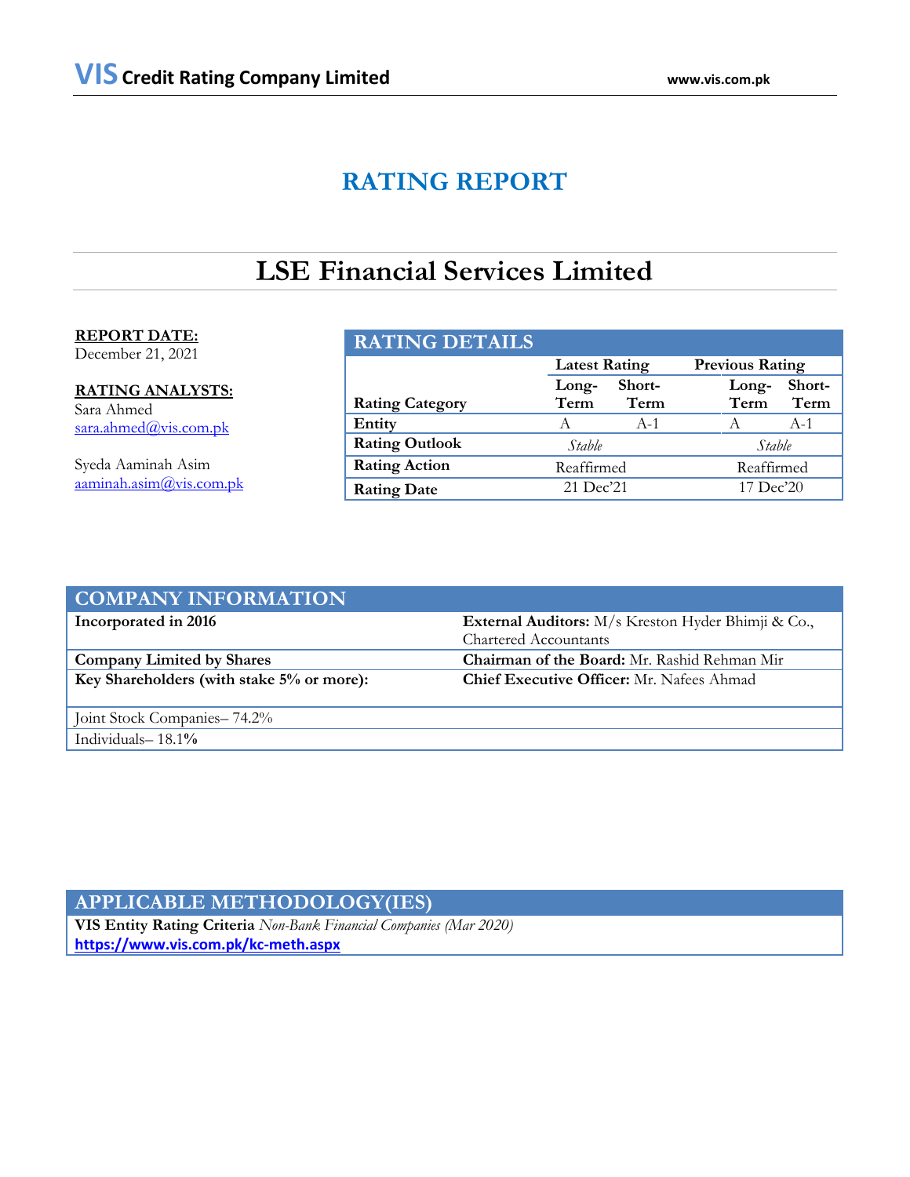**VIS Credit Rating Company Limited** www.vis.com.pk

# RATING REPORT

# LSE Financial Services Limited

**REPORT DATE:**
December 21, 2021

**RATING ANALYSTS:**
Sara Ahmed
sara.ahmed@vis.com.pk

Syeda Aaminah Asim
aaminah.asim@vis.com.pk

## RATING DETAILS

| Rating Category | Latest Rating | | Previous Rating | |
|---|---|---|---|---|
| | Long-Term | Short-Term | Long-Term | Short-Term |
| Entity | A | A-1 | A | A-1 |
| Rating Outlook | *Stable* | | *Stable* | |
| Rating Action | Reaffirmed | | Reaffirmed | |
| Rating Date | 21 Dec'21 | | 17 Dec'20 | |

## COMPANY INFORMATION

| | |
|---|---|
| **Incorporated in 2016** | **External Auditors:** M/s Kreston Hyder Bhimji & Co., Chartered Accountants |
| **Company Limited by Shares** | **Chairman of the Board:** Mr. Rashid Rehman Mir |
| **Key Shareholders (with stake 5% or more):** | **Chief Executive Officer:** Mr. Nafees Ahmad |
| Joint Stock Companies– 74.2% | |
| Individuals– 18.1% | |

## APPLICABLE METHODOLOGY(IES)

**VIS Entity Rating Criteria** *Non-Bank Financial Companies (Mar 2020)*
**https://www.vis.com.pk/kc-meth.aspx**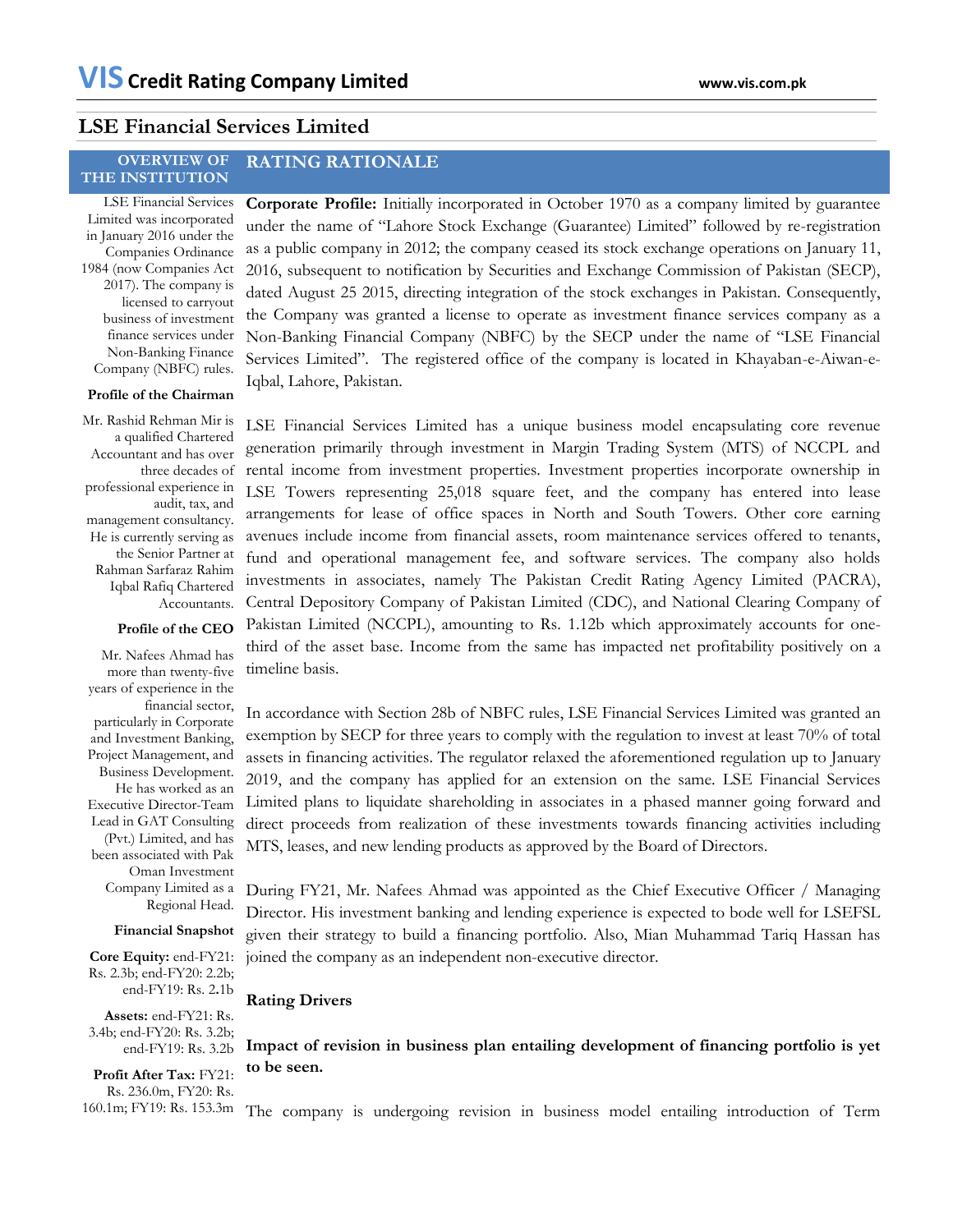# LSE Financial Services Limited

## OVERVIEW OF THE INSTITUTION

LSE Financial Services Limited was incorporated in January 2016 under the Companies Ordinance 1984 (now Companies Act 2017). The company is licensed to carryout business of investment finance services under Non-Banking Finance Company (NBFC) rules.

### Profile of the Chairman

Mr. Rashid Rehman Mir is a qualified Chartered Accountant and has over three decades of professional experience in audit, tax, and management consultancy. He is currently serving as the Senior Partner at Rahman Sarfaraz Rahim Iqbal Rafiq Chartered Accountants.

### Profile of the CEO

Mr. Nafees Ahmad has more than twenty-five years of experience in the financial sector, particularly in Corporate and Investment Banking, Project Management, and Business Development. He has worked as an Executive Director-Team Lead in GAT Consulting (Pvt.) Limited, and has been associated with Pak Oman Investment Company Limited as a Regional Head.

### Financial Snapshot

**Core Equity:** end-FY21: Rs. 2.3b; end-FY20: 2.2b; end-FY19: Rs. 2.1b

**Assets:** end-FY21: Rs. 3.4b; end-FY20: Rs. 3.2b; end-FY19: Rs. 3.2b

**Profit After Tax:** FY21: Rs. 236.0m, FY20: Rs. 160.1m; FY19: Rs. 153.3m

## RATING RATIONALE

**Corporate Profile:** Initially incorporated in October 1970 as a company limited by guarantee under the name of "Lahore Stock Exchange (Guarantee) Limited" followed by re-registration as a public company in 2012; the company ceased its stock exchange operations on January 11, 2016, subsequent to notification by Securities and Exchange Commission of Pakistan (SECP), dated August 25 2015, directing integration of the stock exchanges in Pakistan. Consequently, the Company was granted a license to operate as investment finance services company as a Non-Banking Financial Company (NBFC) by the SECP under the name of "LSE Financial Services Limited". The registered office of the company is located in Khayaban-e-Aiwan-e-Iqbal, Lahore, Pakistan.

LSE Financial Services Limited has a unique business model encapsulating core revenue generation primarily through investment in Margin Trading System (MTS) of NCCPL and rental income from investment properties. Investment properties incorporate ownership in LSE Towers representing 25,018 square feet, and the company has entered into lease arrangements for lease of office spaces in North and South Towers. Other core earning avenues include income from financial assets, room maintenance services offered to tenants, fund and operational management fee, and software services. The company also holds investments in associates, namely The Pakistan Credit Rating Agency Limited (PACRA), Central Depository Company of Pakistan Limited (CDC), and National Clearing Company of Pakistan Limited (NCCPL), amounting to Rs. 1.12b which approximately accounts for one-third of the asset base. Income from the same has impacted net profitability positively on a timeline basis.

In accordance with Section 28b of NBFC rules, LSE Financial Services Limited was granted an exemption by SECP for three years to comply with the regulation to invest at least 70% of total assets in financing activities. The regulator relaxed the aforementioned regulation up to January 2019, and the company has applied for an extension on the same. LSE Financial Services Limited plans to liquidate shareholding in associates in a phased manner going forward and direct proceeds from realization of these investments towards financing activities including MTS, leases, and new lending products as approved by the Board of Directors.

During FY21, Mr. Nafees Ahmad was appointed as the Chief Executive Officer / Managing Director. His investment banking and lending experience is expected to bode well for LSEFSL given their strategy to build a financing portfolio. Also, Mian Muhammad Tariq Hassan has joined the company as an independent non-executive director.

### Rating Drivers

**Impact of revision in business plan entailing development of financing portfolio is yet to be seen.**

The company is undergoing revision in business model entailing introduction of Term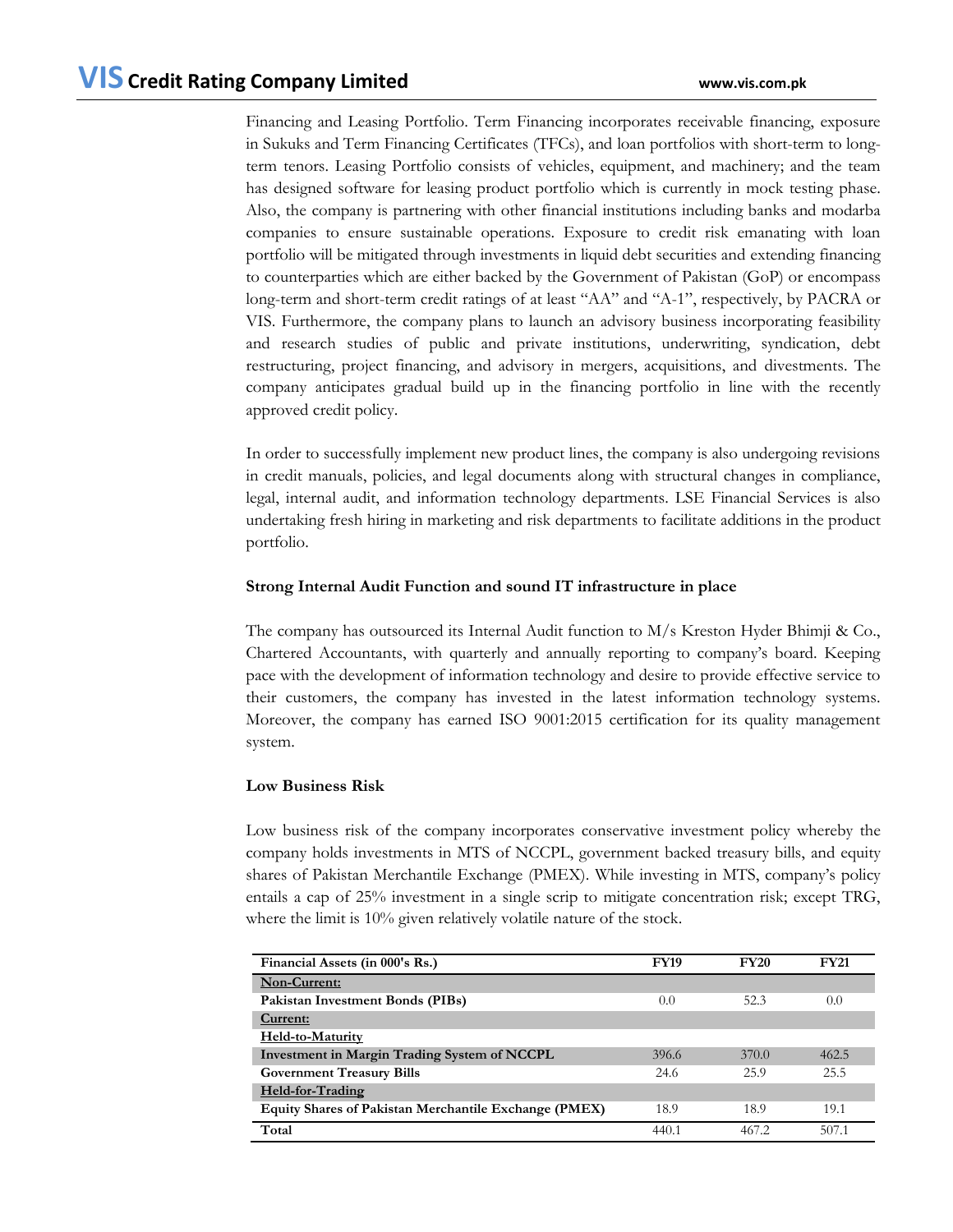Financing and Leasing Portfolio. Term Financing incorporates receivable financing, exposure in Sukuks and Term Financing Certificates (TFCs), and loan portfolios with short-term to long-term tenors. Leasing Portfolio consists of vehicles, equipment, and machinery; and the team has designed software for leasing product portfolio which is currently in mock testing phase. Also, the company is partnering with other financial institutions including banks and modarba companies to ensure sustainable operations. Exposure to credit risk emanating with loan portfolio will be mitigated through investments in liquid debt securities and extending financing to counterparties which are either backed by the Government of Pakistan (GoP) or encompass long-term and short-term credit ratings of at least "AA" and "A-1", respectively, by PACRA or VIS. Furthermore, the company plans to launch an advisory business incorporating feasibility and research studies of public and private institutions, underwriting, syndication, debt restructuring, project financing, and advisory in mergers, acquisitions, and divestments. The company anticipates gradual build up in the financing portfolio in line with the recently approved credit policy.

In order to successfully implement new product lines, the company is also undergoing revisions in credit manuals, policies, and legal documents along with structural changes in compliance, legal, internal audit, and information technology departments. LSE Financial Services is also undertaking fresh hiring in marketing and risk departments to facilitate additions in the product portfolio.

**Strong Internal Audit Function and sound IT infrastructure in place**

The company has outsourced its Internal Audit function to M/s Kreston Hyder Bhimji & Co., Chartered Accountants, with quarterly and annually reporting to company's board. Keeping pace with the development of information technology and desire to provide effective service to their customers, the company has invested in the latest information technology systems. Moreover, the company has earned ISO 9001:2015 certification for its quality management system.

**Low Business Risk**

Low business risk of the company incorporates conservative investment policy whereby the company holds investments in MTS of NCCPL, government backed treasury bills, and equity shares of Pakistan Merchantile Exchange (PMEX). While investing in MTS, company's policy entails a cap of 25% investment in a single scrip to mitigate concentration risk; except TRG, where the limit is 10% given relatively volatile nature of the stock.

| Financial Assets (in 000's Rs.) | FY19 | FY20 | FY21 |
|---|---|---|---|
| **Non-Current:** | | | |
| **Pakistan Investment Bonds (PIBs)** | 0.0 | 52.3 | 0.0 |
| **Current:** | | | |
| **Held-to-Maturity** | | | |
| **Investment in Margin Trading System of NCCPL** | 396.6 | 370.0 | 462.5 |
| **Government Treasury Bills** | 24.6 | 25.9 | 25.5 |
| **Held-for-Trading** | | | |
| **Equity Shares of Pakistan Merchantile Exchange (PMEX)** | 18.9 | 18.9 | 19.1 |
| **Total** | 440.1 | 467.2 | 507.1 |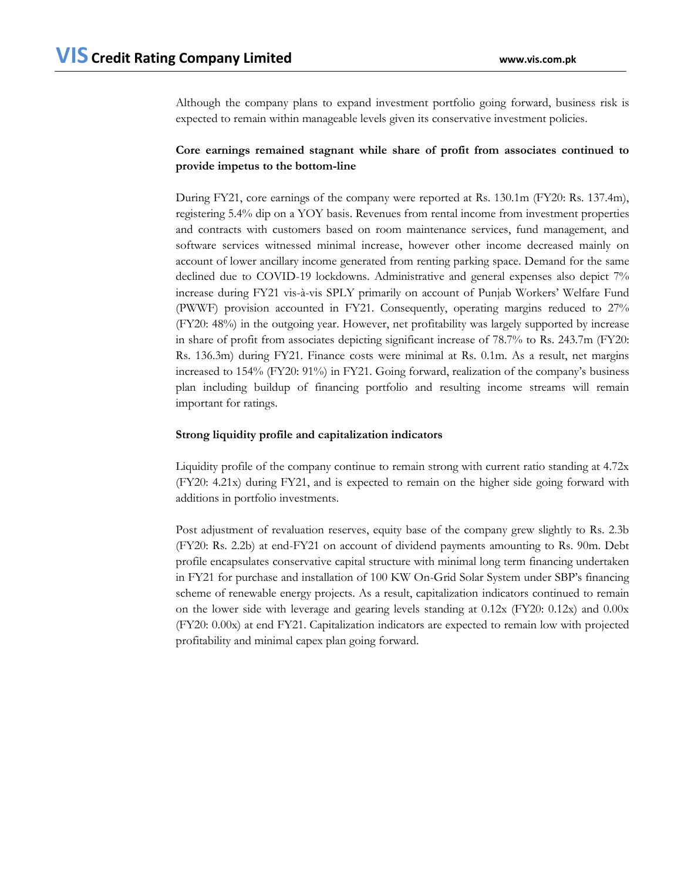Although the company plans to expand investment portfolio going forward, business risk is expected to remain within manageable levels given its conservative investment policies.

**Core earnings remained stagnant while share of profit from associates continued to provide impetus to the bottom-line**

During FY21, core earnings of the company were reported at Rs. 130.1m (FY20: Rs. 137.4m), registering 5.4% dip on a YOY basis. Revenues from rental income from investment properties and contracts with customers based on room maintenance services, fund management, and software services witnessed minimal increase, however other income decreased mainly on account of lower ancillary income generated from renting parking space. Demand for the same declined due to COVID-19 lockdowns. Administrative and general expenses also depict 7% increase during FY21 vis-à-vis SPLY primarily on account of Punjab Workers' Welfare Fund (PWWF) provision accounted in FY21. Consequently, operating margins reduced to 27% (FY20: 48%) in the outgoing year. However, net profitability was largely supported by increase in share of profit from associates depicting significant increase of 78.7% to Rs. 243.7m (FY20: Rs. 136.3m) during FY21. Finance costs were minimal at Rs. 0.1m. As a result, net margins increased to 154% (FY20: 91%) in FY21. Going forward, realization of the company's business plan including buildup of financing portfolio and resulting income streams will remain important for ratings.

**Strong liquidity profile and capitalization indicators**

Liquidity profile of the company continue to remain strong with current ratio standing at 4.72x (FY20: 4.21x) during FY21, and is expected to remain on the higher side going forward with additions in portfolio investments.

Post adjustment of revaluation reserves, equity base of the company grew slightly to Rs. 2.3b (FY20: Rs. 2.2b) at end-FY21 on account of dividend payments amounting to Rs. 90m. Debt profile encapsulates conservative capital structure with minimal long term financing undertaken in FY21 for purchase and installation of 100 KW On-Grid Solar System under SBP's financing scheme of renewable energy projects. As a result, capitalization indicators continued to remain on the lower side with leverage and gearing levels standing at 0.12x (FY20: 0.12x) and 0.00x (FY20: 0.00x) at end FY21. Capitalization indicators are expected to remain low with projected profitability and minimal capex plan going forward.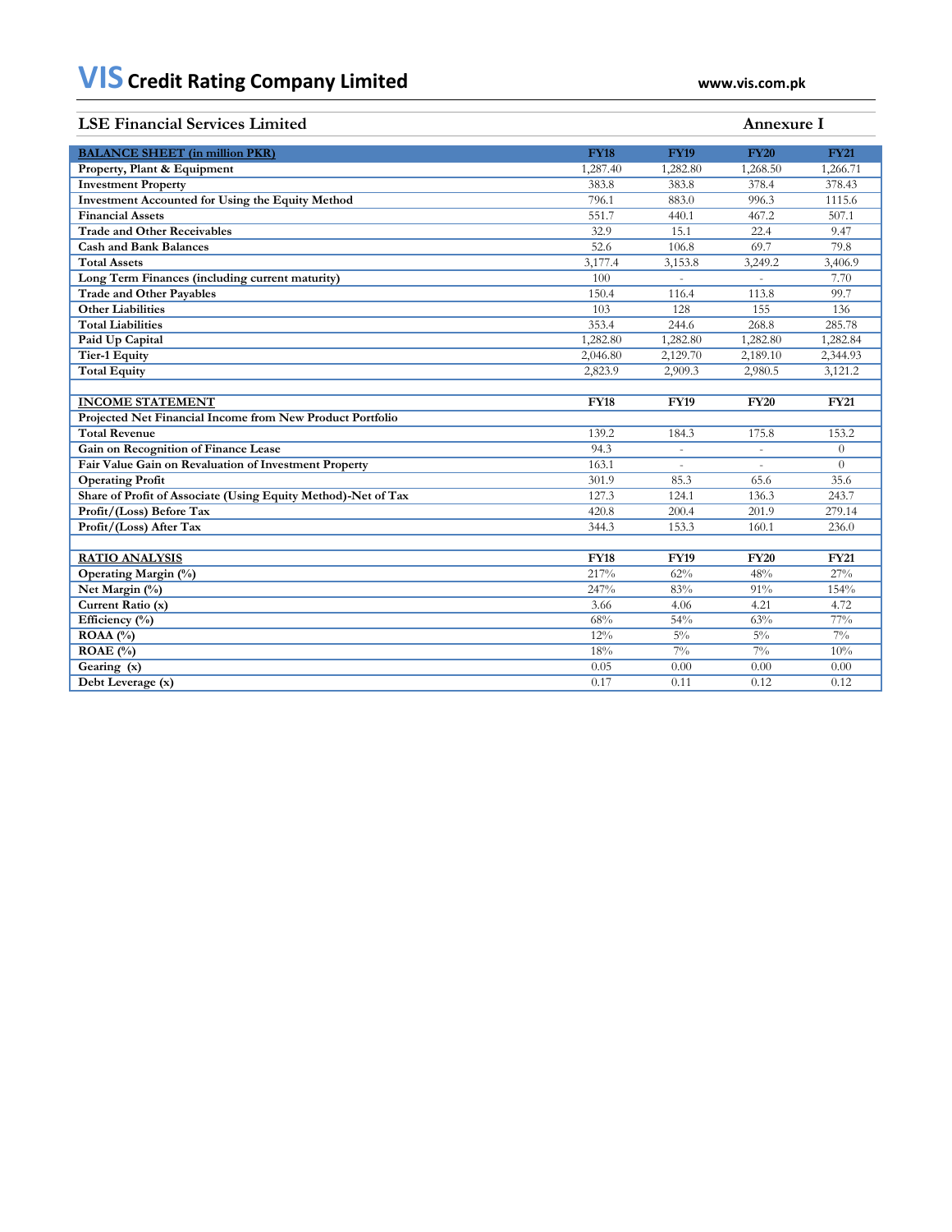## LSE Financial Services Limited

**Annexure I**

| BALANCE SHEET (in million PKR) | FY18 | FY19 | FY20 | FY21 |
|---|---|---|---|---|
| Property, Plant & Equipment | 1,287.40 | 1,282.80 | 1,268.50 | 1,266.71 |
| Investment Property | 383.8 | 383.8 | 378.4 | 378.43 |
| Investment Accounted for Using the Equity Method | 796.1 | 883.0 | 996.3 | 1115.6 |
| Financial Assets | 551.7 | 440.1 | 467.2 | 507.1 |
| Trade and Other Receivables | 32.9 | 15.1 | 22.4 | 9.47 |
| Cash and Bank Balances | 52.6 | 106.8 | 69.7 | 79.8 |
| Total Assets | 3,177.4 | 3,153.8 | 3,249.2 | 3,406.9 |
| Long Term Finances (including current maturity) | 100 | - | - | 7.70 |
| Trade and Other Payables | 150.4 | 116.4 | 113.8 | 99.7 |
| Other Liabilities | 103 | 128 | 155 | 136 |
| Total Liabilities | 353.4 | 244.6 | 268.8 | 285.78 |
| Paid Up Capital | 1,282.80 | 1,282.80 | 1,282.80 | 1,282.84 |
| Tier-1 Equity | 2,046.80 | 2,129.70 | 2,189.10 | 2,344.93 |
| Total Equity | 2,823.9 | 2,909.3 | 2,980.5 | 3,121.2 |
| | | | | |
| INCOME STATEMENT | FY18 | FY19 | FY20 | FY21 |
| Projected Net Financial Income from New Product Portfolio | | | | |
| Total Revenue | 139.2 | 184.3 | 175.8 | 153.2 |
| Gain on Recognition of Finance Lease | 94.3 | - | - | 0 |
| Fair Value Gain on Revaluation of Investment Property | 163.1 | - | - | 0 |
| Operating Profit | 301.9 | 85.3 | 65.6 | 35.6 |
| Share of Profit of Associate (Using Equity Method)-Net of Tax | 127.3 | 124.1 | 136.3 | 243.7 |
| Profit/(Loss) Before Tax | 420.8 | 200.4 | 201.9 | 279.14 |
| Profit/(Loss) After Tax | 344.3 | 153.3 | 160.1 | 236.0 |
| | | | | |
| RATIO ANALYSIS | FY18 | FY19 | FY20 | FY21 |
| Operating Margin (%) | 217% | 62% | 48% | 27% |
| Net Margin (%) | 247% | 83% | 91% | 154% |
| Current Ratio (x) | 3.66 | 4.06 | 4.21 | 4.72 |
| Efficiency (%) | 68% | 54% | 63% | 77% |
| ROAA (%) | 12% | 5% | 5% | 7% |
| ROAE (%) | 18% | 7% | 7% | 10% |
| Gearing (x) | 0.05 | 0.00 | 0.00 | 0.00 |
| Debt Leverage (x) | 0.17 | 0.11 | 0.12 | 0.12 |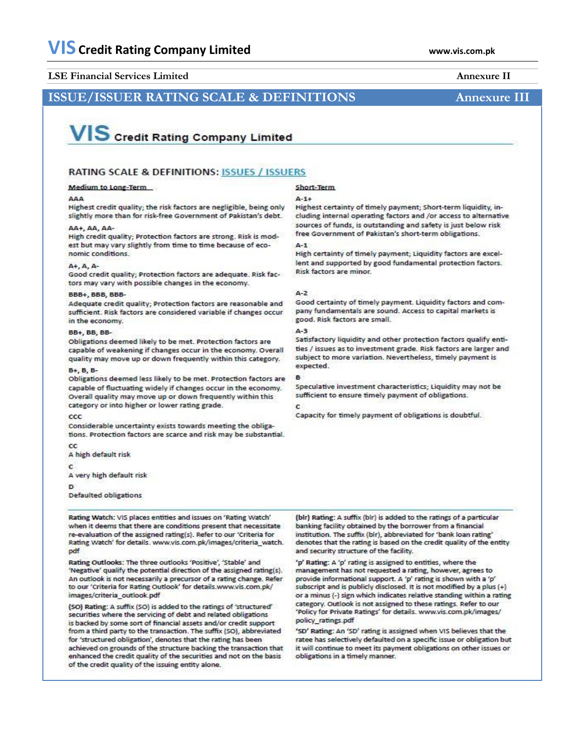## ISSUE/ISSUER RATING SCALE & DEFINITIONS

Annexure III

# VIS Credit Rating Company Limited

### RATING SCALE & DEFINITIONS: ISSUES / ISSUERS

**Medium to Long-Term**

**AAA**
Highest credit quality; the risk factors are negligible, being only slightly more than for risk-free Government of Pakistan's debt.

**AA+, AA, AA-**
High credit quality; Protection factors are strong. Risk is modest but may vary slightly from time to time because of economic conditions.

**A+, A, A-**
Good credit quality; Protection factors are adequate. Risk factors may vary with possible changes in the economy.

**BBB+, BBB, BBB-**
Adequate credit quality; Protection factors are reasonable and sufficient. Risk factors are considered variable if changes occur in the economy.

**BB+, BB, BB-**
Obligations deemed likely to be met. Protection factors are capable of weakening if changes occur in the economy. Overall quality may move up or down frequently within this category.

**B+, B, B-**
Obligations deemed less likely to be met. Protection factors are capable of fluctuating widely if changes occur in the economy. Overall quality may move up or down frequently within this category or into higher or lower rating grade.

**CCC**
Considerable uncertainty exists towards meeting the obligations. Protection factors are scarce and risk may be substantial.

**CC**
A high default risk

**C**
A very high default risk

**D**
Defaulted obligations

**Short-Term**

**A-1+**
Highest certainty of timely payment; Short-term liquidity, including internal operating factors and /or access to alternative sources of funds, is outstanding and safety is just below risk free Government of Pakistan's short-term obligations.

**A-1**
High certainty of timely payment; Liquidity factors are excellent and supported by good fundamental protection factors. Risk factors are minor.

**A-2**
Good certainty of timely payment. Liquidity factors and company fundamentals are sound. Access to capital markets is good. Risk factors are small.

**A-3**
Satisfactory liquidity and other protection factors qualify entities / issues as to investment grade. Risk factors are larger and subject to more variation. Nevertheless, timely payment is expected.

**B**
Speculative investment characteristics; Liquidity may not be sufficient to ensure timely payment of obligations.

**C**
Capacity for timely payment of obligations is doubtful.

**Rating Watch:** VIS places entities and issues on 'Rating Watch' when it deems that there are conditions present that necessitate re-evaluation of the assigned rating(s). Refer to our 'Criteria for Rating Watch' for details. www.vis.com.pk/images/criteria_watch.pdf

**Rating Outlooks:** The three outlooks 'Positive', 'Stable' and 'Negative' qualify the potential direction of the assigned rating(s). An outlook is not necessarily a precursor of a rating change. Refer to our 'Criteria for Rating Outlook' for details.www.vis.com.pk/images/criteria_outlook.pdf

**(SO) Rating:** A suffix (SO) is added to the ratings of 'structured' securities where the servicing of debt and related obligations is backed by some sort of financial assets and/or credit support from a third party to the transaction. The suffix (SO), abbreviated for 'structured obligation', denotes that the rating has been achieved on grounds of the structure backing the transaction that enhanced the credit quality of the securities and not on the basis of the credit quality of the issuing entity alone.

**(blr) Rating:** A suffix (blr) is added to the ratings of a particular banking facility obtained by the borrower from a financial institution. The suffix (blr), abbreviated for 'bank loan rating' denotes that the rating is based on the credit quality of the entity and security structure of the facility.

**'p' Rating:** A 'p' rating is assigned to entities, where the management has not requested a rating, however, agrees to provide informational support. A 'p' rating is shown with a 'p' subscript and is publicly disclosed. It is not modified by a plus (+) or a minus (-) sign which indicates relative standing within a rating category. Outlook is not assigned to these ratings. Refer to our 'Policy for Private Ratings' for details. www.vis.com.pk/images/policy_ratings.pdf

**'SD' Rating:** An 'SD' rating is assigned when VIS believes that the ratee has selectively defaulted on a specific issue or obligation but it will continue to meet its payment obligations on other issues or obligations in a timely manner.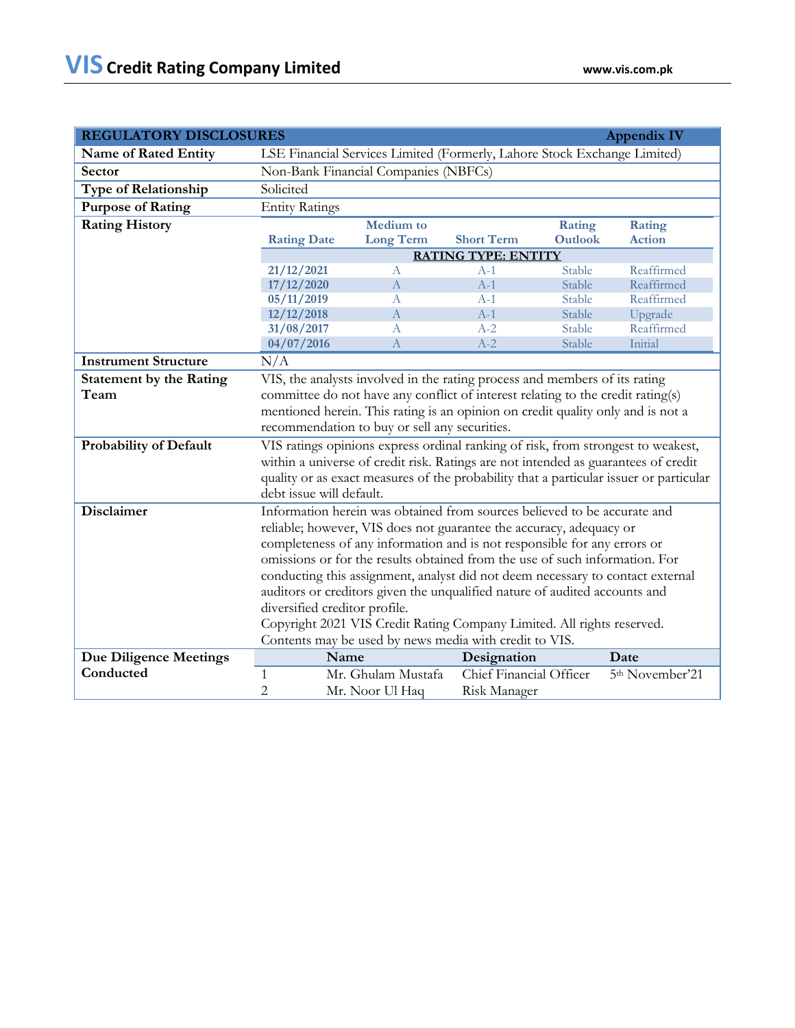| REGULATORY DISCLOSURES | Appendix IV |
|---|---|
| **Name of Rated Entity** | LSE Financial Services Limited (Formerly, Lahore Stock Exchange Limited) |
| **Sector** | Non-Bank Financial Companies (NBFCs) |
| **Type of Relationship** | Solicited |
| **Purpose of Rating** | Entity Ratings |

**Rating History**

| Rating Date | Medium to Long Term | Short Term | Rating Outlook | Rating Action |
|---|---|---|---|---|
| | | RATING TYPE: ENTITY | | |
| 21/12/2021 | A | A-1 | Stable | Reaffirmed |
| 17/12/2020 | A | A-1 | Stable | Reaffirmed |
| 05/11/2019 | A | A-1 | Stable | Reaffirmed |
| 12/12/2018 | A | A-1 | Stable | Upgrade |
| 31/08/2017 | A | A-2 | Stable | Reaffirmed |
| 04/07/2016 | A | A-2 | Stable | Initial |

| | |
|---|---|
| **Instrument Structure** | N/A |
| **Statement by the Rating Team** | VIS, the analysts involved in the rating process and members of its rating committee do not have any conflict of interest relating to the credit rating(s) mentioned herein. This rating is an opinion on credit quality only and is not a recommendation to buy or sell any securities. |
| **Probability of Default** | VIS ratings opinions express ordinal ranking of risk, from strongest to weakest, within a universe of credit risk. Ratings are not intended as guarantees of credit quality or as exact measures of the probability that a particular issuer or particular debt issue will default. |
| **Disclaimer** | Information herein was obtained from sources believed to be accurate and reliable; however, VIS does not guarantee the accuracy, adequacy or completeness of any information and is not responsible for any errors or omissions or for the results obtained from the use of such information. For conducting this assignment, analyst did not deem necessary to contact external auditors or creditors given the unqualified nature of audited accounts and diversified creditor profile. Copyright 2021 VIS Credit Rating Company Limited. All rights reserved. Contents may be used by news media with credit to VIS. |

**Due Diligence Meetings Conducted**

| | Name | Designation | Date |
|---|---|---|---|
| 1 | Mr. Ghulam Mustafa | Chief Financial Officer | 5th November'21 |
| 2 | Mr. Noor Ul Haq | Risk Manager | |